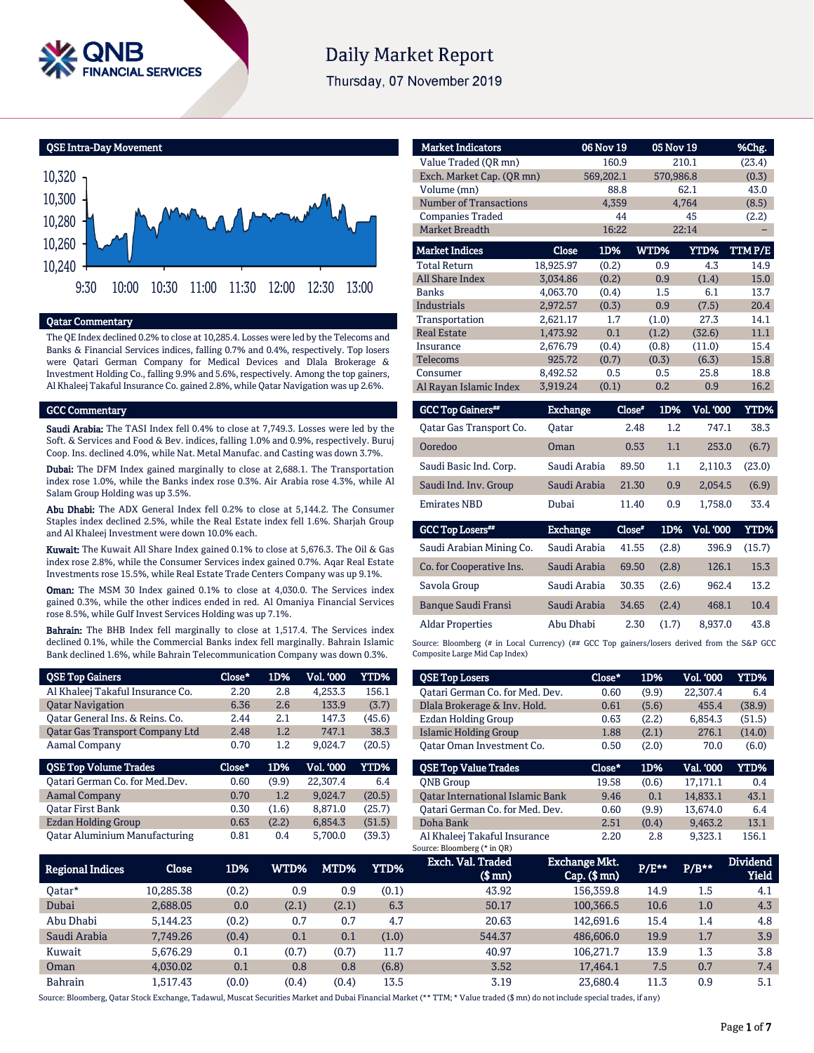# Daily Market Report

Thursday, 07 November 2019

## QSE Intra-Day Movement

## Qatar Commentary

The QE Index declined 0.2% to close at 10,285.4. Losses were led by the Telecoms and Banks & Financial Services indices, falling 0.7% and 0.4%, respectively. Top losers were Qatari German Company for Medical Devices and Dlala Brokerage & Investment Holding Co., falling 9.9% and 5.6%, respectively. Among the top gainers, Al Khaleej Takaful Insurance Co. gained 2.8%, while Qatar Navigation was up 2.6%.

## GCC Commentary

**Saudi Arabia:** The TASI Index fell 0.4% to close at 7,749.3. Losses were led by the Soft. & Services and Food & Bev. indices, falling 1.0% and 0.9%, respectively. Buruj Coop. Ins. declined 4.0%, while Nat. Metal Manufac. and Casting was down 3.7%.

**Dubai:** The DFM Index gained marginally to close at 2,688.1. The Transportation index rose 1.0%, while the Banks index rose 0.3%. Air Arabia rose 4.3%, while Al Salam Group Holding was up 3.5%.

**Abu Dhabi:** The ADX General Index fell 0.2% to close at 5,144.2. The Consumer Staples index declined 2.5%, while the Real Estate index fell 1.6%. Sharjah Group and Al Khaleej Investment were down 10.0% each.

**Kuwait:** The Kuwait All Share Index gained 0.1% to close at 5,676.3. The Oil & Gas index rose 2.8%, while the Consumer Services index gained 0.7%. Aqar Real Estate Investments rose 15.5%, while Real Estate Trade Centers Company was up 9.1%.

**Oman:** The MSM 30 Index gained 0.1% to close at 4,030.0. The Services index gained 0.3%, while the other indices ended in red. Al Omaniya Financial Services rose 8.5%, while Gulf Invest Services Holding was up 7.1%.

**Bahrain:** The BHB Index fell marginally to close at 1,517.4. The Services index declined 0.1%, while the Commercial Banks index fell marginally. Bahrain Islamic Bank declined 1.6%, while Bahrain Telecommunication Company was down 0.3%.

| Market Indicators | 06 Nov 19 | 05 Nov 19 | %Chg. |
|---|---|---|---|
| Value Traded (QR mn) | 160.9 | 210.1 | (23.4) |
| Exch. Market Cap. (QR mn) | 569,202.1 | 570,986.8 | (0.3) |
| Volume (mn) | 88.8 | 62.1 | 43.0 |
| Number of Transactions | 4,359 | 4,764 | (8.5) |
| Companies Traded | 44 | 45 | (2.2) |
| Market Breadth | 16:22 | 22:14 | – |

| Market Indices | Close | 1D% | WTD% | YTD% | TTM P/E |
|---|---|---|---|---|---|
| Total Return | 18,925.97 | (0.2) | 0.9 | 4.3 | 14.9 |
| All Share Index | 3,034.86 | (0.2) | 0.9 | (1.4) | 15.0 |
| Banks | 4,063.70 | (0.4) | 1.5 | 6.1 | 13.7 |
| Industrials | 2,972.57 | (0.3) | 0.9 | (7.5) | 20.4 |
| Transportation | 2,621.17 | 1.7 | (1.0) | 27.3 | 14.1 |
| Real Estate | 1,473.92 | 0.1 | (1.2) | (32.6) | 11.1 |
| Insurance | 2,676.79 | (0.4) | (0.8) | (11.0) | 15.4 |
| Telecoms | 925.72 | (0.7) | (0.3) | (6.3) | 15.8 |
| Consumer | 8,492.52 | 0.5 | 0.5 | 25.8 | 18.8 |
| Al Rayan Islamic Index | 3,919.24 | (0.1) | 0.2 | 0.9 | 16.2 |

| GCC Top Gainers## | Exchange | Close# | 1D% | Vol. '000 | YTD% |
|---|---|---|---|---|---|
| Qatar Gas Transport Co. | Qatar | 2.48 | 1.2 | 747.1 | 38.3 |
| Ooredoo | Oman | 0.53 | 1.1 | 253.0 | (6.7) |
| Saudi Basic Ind. Corp. | Saudi Arabia | 89.50 | 1.1 | 2,110.3 | (23.0) |
| Saudi Ind. Inv. Group | Saudi Arabia | 21.30 | 0.9 | 2,054.5 | (6.9) |
| Emirates NBD | Dubai | 11.40 | 0.9 | 1,758.0 | 33.4 |

| GCC Top Losers## | Exchange | Close# | 1D% | Vol. '000 | YTD% |
|---|---|---|---|---|---|
| Saudi Arabian Mining Co. | Saudi Arabia | 41.55 | (2.8) | 396.9 | (15.7) |
| Co. for Cooperative Ins. | Saudi Arabia | 69.50 | (2.8) | 126.1 | 15.3 |
| Savola Group | Saudi Arabia | 30.35 | (2.6) | 962.4 | 13.2 |
| Banque Saudi Fransi | Saudi Arabia | 34.65 | (2.4) | 468.1 | 10.4 |
| Aldar Properties | Abu Dhabi | 2.30 | (1.7) | 8,937.0 | 43.8 |

Source: Bloomberg (# in Local Currency) (## GCC Top gainers/losers derived from the S&P GCC Composite Large Mid Cap Index)

| QSE Top Gainers | Close* | 1D% | Vol. '000 | YTD% |
|---|---|---|---|---|
| Al Khaleej Takaful Insurance Co. | 2.20 | 2.8 | 4,253.3 | 156.1 |
| Qatar Navigation | 6.36 | 2.6 | 133.9 | (3.7) |
| Qatar General Ins. & Reins. Co. | 2.44 | 2.1 | 147.3 | (45.6) |
| Qatar Gas Transport Company Ltd | 2.48 | 1.2 | 747.1 | 38.3 |
| Aamal Company | 0.70 | 1.2 | 9,024.7 | (20.5) |

| QSE Top Volume Trades | Close* | 1D% | Vol. '000 | YTD% |
|---|---|---|---|---|
| Qatari German Co. for Med.Dev. | 0.60 | (9.9) | 22,307.4 | 6.4 |
| Aamal Company | 0.70 | 1.2 | 9,024.7 | (20.5) |
| Qatar First Bank | 0.30 | (1.6) | 8,871.0 | (25.7) |
| Ezdan Holding Group | 0.63 | (2.2) | 6,854.3 | (51.5) |
| Qatar Aluminium Manufacturing | 0.81 | 0.4 | 5,700.0 | (39.3) |

| QSE Top Losers | Close* | 1D% | Vol. '000 | YTD% |
|---|---|---|---|---|
| Qatari German Co. for Med. Dev. | 0.60 | (9.9) | 22,307.4 | 6.4 |
| Dlala Brokerage & Inv. Hold. | 0.61 | (5.6) | 455.4 | (38.9) |
| Ezdan Holding Group | 0.63 | (2.2) | 6,854.3 | (51.5) |
| Islamic Holding Group | 1.88 | (2.1) | 276.1 | (14.0) |
| Qatar Oman Investment Co. | 0.50 | (2.0) | 70.0 | (6.0) |

| QSE Top Value Trades | Close* | 1D% | Val. '000 | YTD% |
|---|---|---|---|---|
| QNB Group | 19.58 | (0.6) | 17,171.1 | 0.4 |
| Qatar International Islamic Bank | 9.46 | 0.1 | 14,833.1 | 43.1 |
| Qatari German Co. for Med. Dev. | 0.60 | (9.9) | 13,674.0 | 6.4 |
| Doha Bank | 2.51 | (0.4) | 9,463.2 | 13.1 |
| Al Khaleej Takaful Insurance | 2.20 | 2.8 | 9,323.1 | 156.1 |

Source: Bloomberg (* in QR)

| Regional Indices | Close | 1D% | WTD% | MTD% | YTD% | Exch. Val. Traded ($ mn) | Exchange Mkt. Cap. ($ mn) | P/E** | P/B** | Dividend Yield |
|---|---|---|---|---|---|---|---|---|---|---|
| Qatar* | 10,285.38 | (0.2) | 0.9 | 0.9 | (0.1) | 43.92 | 156,359.8 | 14.9 | 1.5 | 4.1 |
| Dubai | 2,688.05 | 0.0 | (2.1) | (2.1) | 6.3 | 50.17 | 100,366.5 | 10.6 | 1.0 | 4.3 |
| Abu Dhabi | 5,144.23 | (0.2) | 0.7 | 0.7 | 4.7 | 20.63 | 142,691.6 | 15.4 | 1.4 | 4.8 |
| Saudi Arabia | 7,749.26 | (0.4) | 0.1 | 0.1 | (1.0) | 544.37 | 486,606.0 | 19.9 | 1.7 | 3.9 |
| Kuwait | 5,676.29 | 0.1 | (0.7) | (0.7) | 11.7 | 40.97 | 106,271.7 | 13.9 | 1.3 | 3.8 |
| Oman | 4,030.02 | 0.1 | 0.8 | 0.8 | (6.8) | 3.52 | 17,464.1 | 7.5 | 0.7 | 7.4 |
| Bahrain | 1,517.43 | (0.0) | (0.4) | (0.4) | 13.5 | 3.19 | 23,680.4 | 11.3 | 0.9 | 5.1 |

Source: Bloomberg, Qatar Stock Exchange, Tadawul, Muscat Securities Market and Dubai Financial Market (** TTM; * Value traded ($ mn) do not include special trades, if any)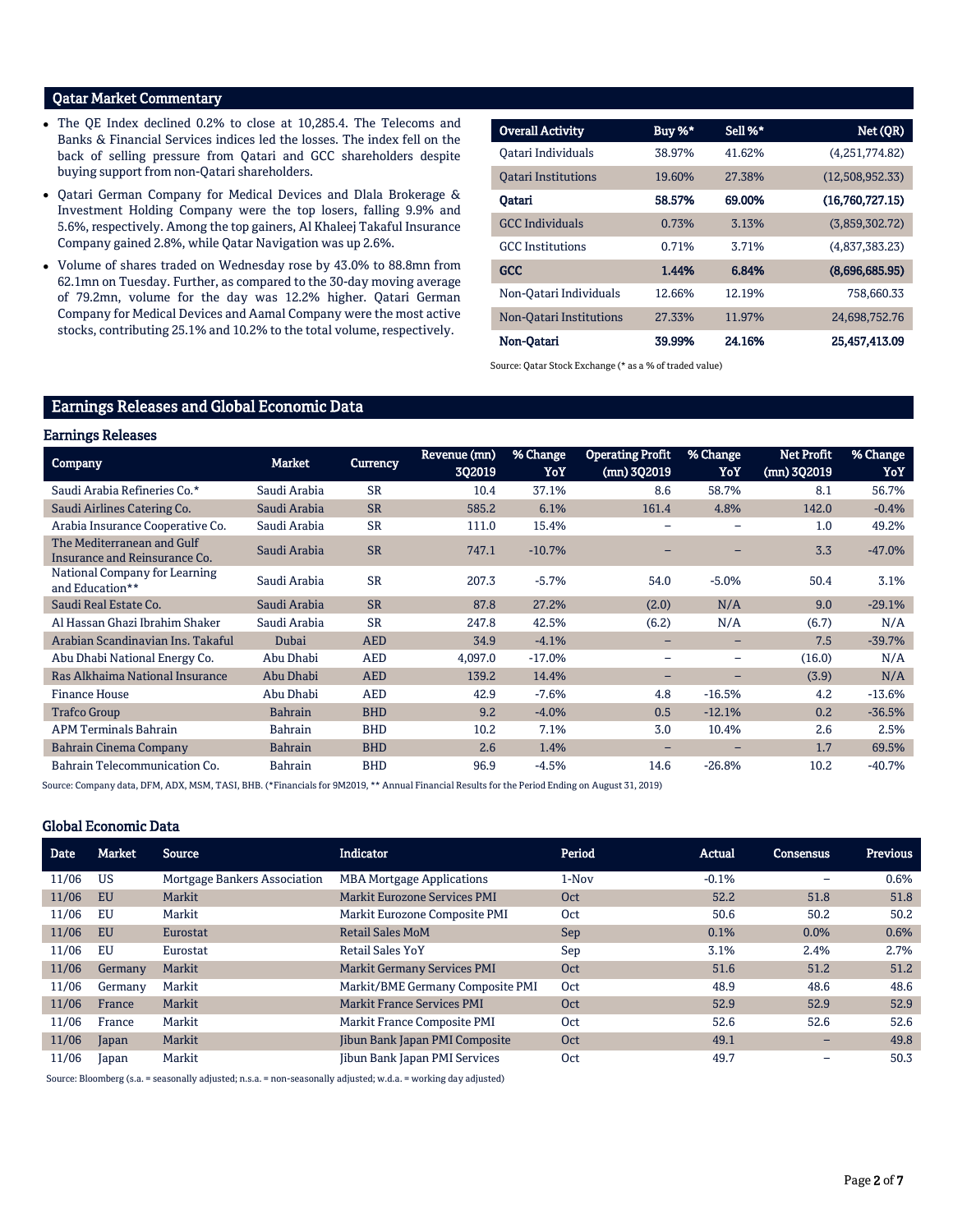## Qatar Market Commentary

- The QE Index declined 0.2% to close at 10,285.4. The Telecoms and Banks & Financial Services indices led the losses. The index fell on the back of selling pressure from Qatari and GCC shareholders despite buying support from non-Qatari shareholders.
- Qatari German Company for Medical Devices and Dlala Brokerage & Investment Holding Company were the top losers, falling 9.9% and 5.6%, respectively. Among the top gainers, Al Khaleej Takaful Insurance Company gained 2.8%, while Qatar Navigation was up 2.6%.
- Volume of shares traded on Wednesday rose by 43.0% to 88.8mn from 62.1mn on Tuesday. Further, as compared to the 30-day moving average of 79.2mn, volume for the day was 12.2% higher. Qatari German Company for Medical Devices and Aamal Company were the most active stocks, contributing 25.1% and 10.2% to the total volume, respectively.

| Overall Activity | Buy %* | Sell %* | Net (QR) |
|---|---|---|---|
| Qatari Individuals | 38.97% | 41.62% | (4,251,774.82) |
| Qatari Institutions | 19.60% | 27.38% | (12,508,952.33) |
| **Qatari** | **58.57%** | **69.00%** | **(16,760,727.15)** |
| GCC Individuals | 0.73% | 3.13% | (3,859,302.72) |
| GCC Institutions | 0.71% | 3.71% | (4,837,383.23) |
| **GCC** | **1.44%** | **6.84%** | **(8,696,685.95)** |
| Non-Qatari Individuals | 12.66% | 12.19% | 758,660.33 |
| Non-Qatari Institutions | 27.33% | 11.97% | 24,698,752.76 |
| **Non-Qatari** | **39.99%** | **24.16%** | **25,457,413.09** |

Source: Qatar Stock Exchange (* as a % of traded value)

## Earnings Releases and Global Economic Data

### Earnings Releases

| Company | Market | Currency | Revenue (mn) 3Q2019 | % Change YoY | Operating Profit (mn) 3Q2019 | % Change YoY | Net Profit (mn) 3Q2019 | % Change YoY |
|---|---|---|---|---|---|---|---|---|
| Saudi Arabia Refineries Co.* | Saudi Arabia | SR | 10.4 | 37.1% | 8.6 | 58.7% | 8.1 | 56.7% |
| Saudi Airlines Catering Co. | Saudi Arabia | SR | 585.2 | 6.1% | 161.4 | 4.8% | 142.0 | -0.4% |
| Arabia Insurance Cooperative Co. | Saudi Arabia | SR | 111.0 | 15.4% | – | – | 1.0 | 49.2% |
| The Mediterranean and Gulf Insurance and Reinsurance Co. | Saudi Arabia | SR | 747.1 | -10.7% | – | – | 3.3 | -47.0% |
| National Company for Learning and Education** | Saudi Arabia | SR | 207.3 | -5.7% | 54.0 | -5.0% | 50.4 | 3.1% |
| Saudi Real Estate Co. | Saudi Arabia | SR | 87.8 | 27.2% | (2.0) | N/A | 9.0 | -29.1% |
| Al Hassan Ghazi Ibrahim Shaker | Saudi Arabia | SR | 247.8 | 42.5% | (6.2) | N/A | (6.7) | N/A |
| Arabian Scandinavian Ins. Takaful | Dubai | AED | 34.9 | -4.1% | – | – | 7.5 | -39.7% |
| Abu Dhabi National Energy Co. | Abu Dhabi | AED | 4,097.0 | -17.0% | – | – | (16.0) | N/A |
| Ras Alkhaima National Insurance | Abu Dhabi | AED | 139.2 | 14.4% | – | – | (3.9) | N/A |
| Finance House | Abu Dhabi | AED | 42.9 | -7.6% | 4.8 | -16.5% | 4.2 | -13.6% |
| Trafco Group | Bahrain | BHD | 9.2 | -4.0% | 0.5 | -12.1% | 0.2 | -36.5% |
| APM Terminals Bahrain | Bahrain | BHD | 10.2 | 7.1% | 3.0 | 10.4% | 2.6 | 2.5% |
| Bahrain Cinema Company | Bahrain | BHD | 2.6 | 1.4% | – | – | 1.7 | 69.5% |
| Bahrain Telecommunication Co. | Bahrain | BHD | 96.9 | -4.5% | 14.6 | -26.8% | 10.2 | -40.7% |

Source: Company data, DFM, ADX, MSM, TASI, BHB. (*Financials for 9M2019, ** Annual Financial Results for the Period Ending on August 31, 2019)

### Global Economic Data

| Date | Market | Source | Indicator | Period | Actual | Consensus | Previous |
|---|---|---|---|---|---|---|---|
| 11/06 | US | Mortgage Bankers Association | MBA Mortgage Applications | 1-Nov | -0.1% | – | 0.6% |
| 11/06 | EU | Markit | Markit Eurozone Services PMI | Oct | 52.2 | 51.8 | 51.8 |
| 11/06 | EU | Markit | Markit Eurozone Composite PMI | Oct | 50.6 | 50.2 | 50.2 |
| 11/06 | EU | Eurostat | Retail Sales MoM | Sep | 0.1% | 0.0% | 0.6% |
| 11/06 | EU | Eurostat | Retail Sales YoY | Sep | 3.1% | 2.4% | 2.7% |
| 11/06 | Germany | Markit | Markit Germany Services PMI | Oct | 51.6 | 51.2 | 51.2 |
| 11/06 | Germany | Markit | Markit/BME Germany Composite PMI | Oct | 48.9 | 48.6 | 48.6 |
| 11/06 | France | Markit | Markit France Services PMI | Oct | 52.9 | 52.9 | 52.9 |
| 11/06 | France | Markit | Markit France Composite PMI | Oct | 52.6 | 52.6 | 52.6 |
| 11/06 | Japan | Markit | Jibun Bank Japan PMI Composite | Oct | 49.1 | – | 49.8 |
| 11/06 | Japan | Markit | Jibun Bank Japan PMI Services | Oct | 49.7 | – | 50.3 |

Source: Bloomberg (s.a. = seasonally adjusted; n.s.a. = non-seasonally adjusted; w.d.a. = working day adjusted)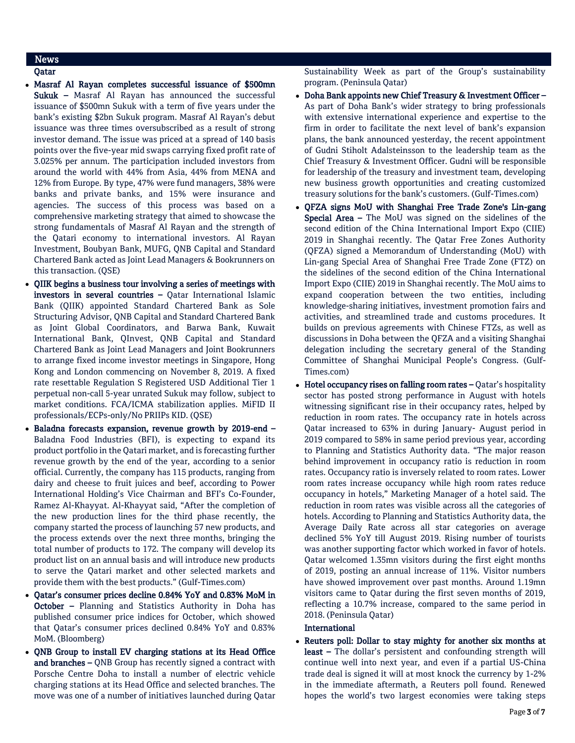## News

### Qatar

- **Masraf Al Rayan completes successful issuance of $500mn Sukuk –** Masraf Al Rayan has announced the successful issuance of $500mn Sukuk with a term of five years under the bank's existing $2bn Sukuk program. Masraf Al Rayan's debut issuance was three times oversubscribed as a result of strong investor demand. The issue was priced at a spread of 140 basis points over the five-year mid swaps carrying fixed profit rate of 3.025% per annum. The participation included investors from around the world with 44% from Asia, 44% from MENA and 12% from Europe. By type, 47% were fund managers, 38% were banks and private banks, and 15% were insurance and agencies. The success of this process was based on a comprehensive marketing strategy that aimed to showcase the strong fundamentals of Masraf Al Rayan and the strength of the Qatari economy to international investors. Al Rayan Investment, Boubyan Bank, MUFG, QNB Capital and Standard Chartered Bank acted as Joint Lead Managers & Bookrunners on this transaction. (QSE)
- **QIIK begins a business tour involving a series of meetings with investors in several countries –** Qatar International Islamic Bank (QIIK) appointed Standard Chartered Bank as Sole Structuring Advisor, QNB Capital and Standard Chartered Bank as Joint Global Coordinators, and Barwa Bank, Kuwait International Bank, QInvest, QNB Capital and Standard Chartered Bank as Joint Lead Managers and Joint Bookrunners to arrange fixed income investor meetings in Singapore, Hong Kong and London commencing on November 8, 2019. A fixed rate resettable Regulation S Registered USD Additional Tier 1 perpetual non-call 5-year unrated Sukuk may follow, subject to market conditions. FCA/ICMA stabilization applies. MiFID II professionals/ECPs-only/No PRIIPs KID. (QSE)
- **Baladna forecasts expansion, revenue growth by 2019-end –** Baladna Food Industries (BFI), is expecting to expand its product portfolio in the Qatari market, and is forecasting further revenue growth by the end of the year, according to a senior official. Currently, the company has 115 products, ranging from dairy and cheese to fruit juices and beef, according to Power International Holding's Vice Chairman and BFI's Co-Founder, Ramez Al-Khayyat. Al-Khayyat said, "After the completion of the new production lines for the third phase recently, the company started the process of launching 57 new products, and the process extends over the next three months, bringing the total number of products to 172. The company will develop its product list on an annual basis and will introduce new products to serve the Qatari market and other selected markets and provide them with the best products." (Gulf-Times.com)
- **Qatar's consumer prices decline 0.84% YoY and 0.83% MoM in October –** Planning and Statistics Authority in Doha has published consumer price indices for October, which showed that Qatar's consumer prices declined 0.84% YoY and 0.83% MoM. (Bloomberg)
- **QNB Group to install EV charging stations at its Head Office and branches –** QNB Group has recently signed a contract with Porsche Centre Doha to install a number of electric vehicle charging stations at its Head Office and selected branches. The move was one of a number of initiatives launched during Qatar Sustainability Week as part of the Group's sustainability program. (Peninsula Qatar)
- **Doha Bank appoints new Chief Treasury & Investment Officer –** As part of Doha Bank's wider strategy to bring professionals with extensive international experience and expertise to the firm in order to facilitate the next level of bank's expansion plans, the bank announced yesterday, the recent appointment of Gudni Stiholt Adalsteinsson to the leadership team as the Chief Treasury & Investment Officer. Gudni will be responsible for leadership of the treasury and investment team, developing new business growth opportunities and creating customized treasury solutions for the bank's customers. (Gulf-Times.com)
- **QFZA signs MoU with Shanghai Free Trade Zone's Lin-gang Special Area –** The MoU was signed on the sidelines of the second edition of the China International Import Expo (CIIE) 2019 in Shanghai recently. The Qatar Free Zones Authority (QFZA) signed a Memorandum of Understanding (MoU) with Lin-gang Special Area of Shanghai Free Trade Zone (FTZ) on the sidelines of the second edition of the China International Import Expo (CIIE) 2019 in Shanghai recently. The MoU aims to expand cooperation between the two entities, including knowledge-sharing initiatives, investment promotion fairs and activities, and streamlined trade and customs procedures. It builds on previous agreements with Chinese FTZs, as well as discussions in Doha between the QFZA and a visiting Shanghai delegation including the secretary general of the Standing Committee of Shanghai Municipal People's Congress. (Gulf-Times.com)
- **Hotel occupancy rises on falling room rates –** Qatar's hospitality sector has posted strong performance in August with hotels witnessing significant rise in their occupancy rates, helped by reduction in room rates. The occupancy rate in hotels across Qatar increased to 63% in during January- August period in 2019 compared to 58% in same period previous year, according to Planning and Statistics Authority data. "The major reason behind improvement in occupancy ratio is reduction in room rates. Occupancy ratio is inversely related to room rates. Lower room rates increase occupancy while high room rates reduce occupancy in hotels," Marketing Manager of a hotel said. The reduction in room rates was visible across all the categories of hotels. According to Planning and Statistics Authority data, the Average Daily Rate across all star categories on average declined 5% YoY till August 2019. Rising number of tourists was another supporting factor which worked in favor of hotels. Qatar welcomed 1.35mn visitors during the first eight months of 2019, posting an annual increase of 11%. Visitor numbers have showed improvement over past months. Around 1.19mn visitors came to Qatar during the first seven months of 2019, reflecting a 10.7% increase, compared to the same period in 2018. (Peninsula Qatar)

### International

- **Reuters poll: Dollar to stay mighty for another six months at least –** The dollar's persistent and confounding strength will continue well into next year, and even if a partial US-China trade deal is signed it will at most knock the currency by 1-2% in the immediate aftermath, a Reuters poll found. Renewed hopes the world's two largest economies were taking steps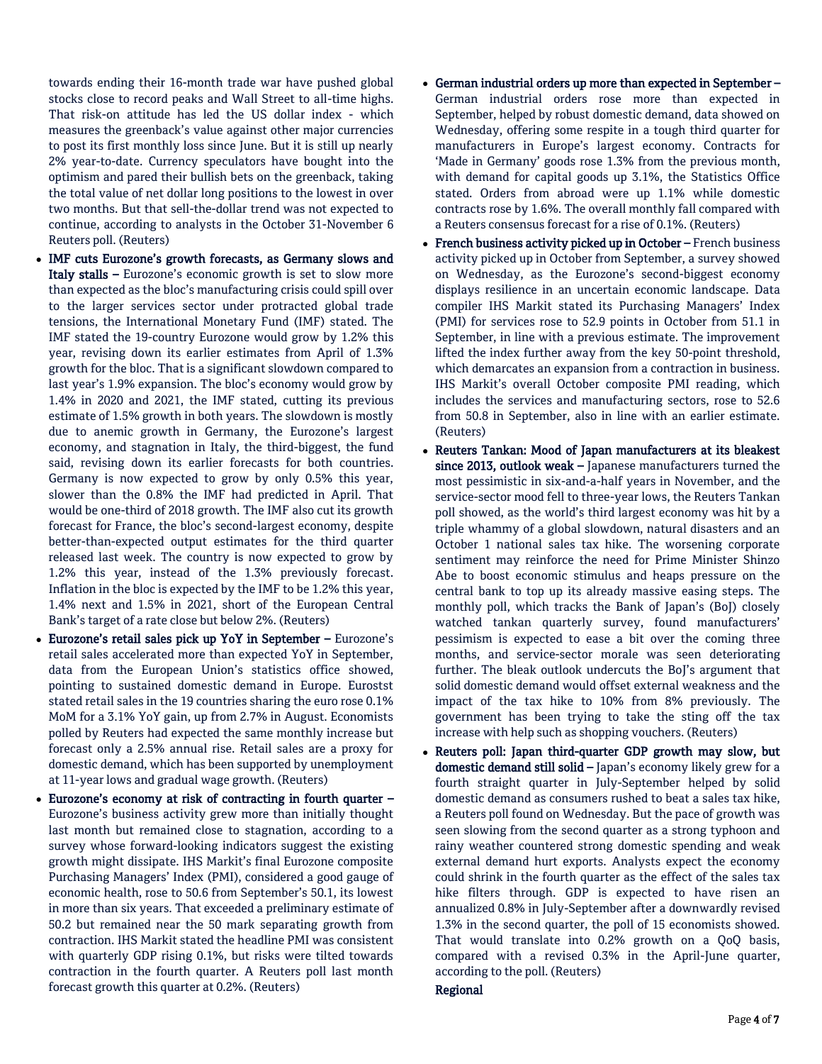towards ending their 16-month trade war have pushed global stocks close to record peaks and Wall Street to all-time highs. That risk-on attitude has led the US dollar index - which measures the greenback's value against other major currencies to post its first monthly loss since June. But it is still up nearly 2% year-to-date. Currency speculators have bought into the optimism and pared their bullish bets on the greenback, taking the total value of net dollar long positions to the lowest in over two months. But that sell-the-dollar trend was not expected to continue, according to analysts in the October 31-November 6 Reuters poll. (Reuters)

- **IMF cuts Eurozone's growth forecasts, as Germany slows and Italy stalls –** Eurozone's economic growth is set to slow more than expected as the bloc's manufacturing crisis could spill over to the larger services sector under protracted global trade tensions, the International Monetary Fund (IMF) stated. The IMF stated the 19-country Eurozone would grow by 1.2% this year, revising down its earlier estimates from April of 1.3% growth for the bloc. That is a significant slowdown compared to last year's 1.9% expansion. The bloc's economy would grow by 1.4% in 2020 and 2021, the IMF stated, cutting its previous estimate of 1.5% growth in both years. The slowdown is mostly due to anemic growth in Germany, the Eurozone's largest economy, and stagnation in Italy, the third-biggest, the fund said, revising down its earlier forecasts for both countries. Germany is now expected to grow by only 0.5% this year, slower than the 0.8% the IMF had predicted in April. That would be one-third of 2018 growth. The IMF also cut its growth forecast for France, the bloc's second-largest economy, despite better-than-expected output estimates for the third quarter released last week. The country is now expected to grow by 1.2% this year, instead of the 1.3% previously forecast. Inflation in the bloc is expected by the IMF to be 1.2% this year, 1.4% next and 1.5% in 2021, short of the European Central Bank's target of a rate close but below 2%. (Reuters)
- **Eurozone's retail sales pick up YoY in September –** Eurozone's retail sales accelerated more than expected YoY in September, data from the European Union's statistics office showed, pointing to sustained domestic demand in Europe. Euroststat stated retail sales in the 19 countries sharing the euro rose 0.1% MoM for a 3.1% YoY gain, up from 2.7% in August. Economists polled by Reuters had expected the same monthly increase but forecast only a 2.5% annual rise. Retail sales are a proxy for domestic demand, which has been supported by unemployment at 11-year lows and gradual wage growth. (Reuters)
- **Eurozone's economy at risk of contracting in fourth quarter –** Eurozone's business activity grew more than initially thought last month but remained close to stagnation, according to a survey whose forward-looking indicators suggest the existing growth might dissipate. IHS Markit's final Eurozone composite Purchasing Managers' Index (PMI), considered a good gauge of economic health, rose to 50.6 from September's 50.1, its lowest in more than six years. That exceeded a preliminary estimate of 50.2 but remained near the 50 mark separating growth from contraction. IHS Markit stated the headline PMI was consistent with quarterly GDP rising 0.1%, but risks were tilted towards contraction in the fourth quarter. A Reuters poll last month forecast growth this quarter at 0.2%. (Reuters)
- **German industrial orders up more than expected in September –** German industrial orders rose more than expected in September, helped by robust domestic demand, data showed on Wednesday, offering some respite in a tough third quarter for manufacturers in Europe's largest economy. Contracts for 'Made in Germany' goods rose 1.3% from the previous month, with demand for capital goods up 3.1%, the Statistics Office stated. Orders from abroad were up 1.1% while domestic contracts rose by 1.6%. The overall monthly fall compared with a Reuters consensus forecast for a rise of 0.1%. (Reuters)
- **French business activity picked up in October –** French business activity picked up in October from September, a survey showed on Wednesday, as the Eurozone's second-biggest economy displays resilience in an uncertain economic landscape. Data compiler IHS Markit stated its Purchasing Managers' Index (PMI) for services rose to 52.9 points in October from 51.1 in September, in line with a previous estimate. The improvement lifted the index further away from the key 50-point threshold, which demarcates an expansion from a contraction in business. IHS Markit's overall October composite PMI reading, which includes the services and manufacturing sectors, rose to 52.6 from 50.8 in September, also in line with an earlier estimate. (Reuters)
- **Reuters Tankan: Mood of Japan manufacturers at its bleakest since 2013, outlook weak –** Japanese manufacturers turned the most pessimistic in six-and-a-half years in November, and the service-sector mood fell to three-year lows, the Reuters Tankan poll showed, as the world's third largest economy was hit by a triple whammy of a global slowdown, natural disasters and an October 1 national sales tax hike. The worsening corporate sentiment may reinforce the need for Prime Minister Shinzo Abe to boost economic stimulus and heaps pressure on the central bank to top up its already massive easing steps. The monthly poll, which tracks the Bank of Japan's (BoJ) closely watched tankan quarterly survey, found manufacturers' pessimism is expected to ease a bit over the coming three months, and service-sector morale was seen deteriorating further. The bleak outlook undercuts the BoJ's argument that solid domestic demand would offset external weakness and the impact of the tax hike to 10% from 8% previously. The government has been trying to take the sting off the tax increase with help such as shopping vouchers. (Reuters)
- **Reuters poll: Japan third-quarter GDP growth may slow, but domestic demand still solid –** Japan's economy likely grew for a fourth straight quarter in July-September helped by solid domestic demand as consumers rushed to beat a sales tax hike, a Reuters poll found on Wednesday. But the pace of growth was seen slowing from the second quarter as a strong typhoon and rainy weather countered strong domestic spending and weak external demand hurt exports. Analysts expect the economy could shrink in the fourth quarter as the effect of the sales tax hike filters through. GDP is expected to have risen an annualized 0.8% in July-September after a downwardly revised 1.3% in the second quarter, the poll of 15 economists showed. That would translate into 0.2% growth on a QoQ basis, compared with a revised 0.3% in the April-June quarter, according to the poll. (Reuters)

## Regional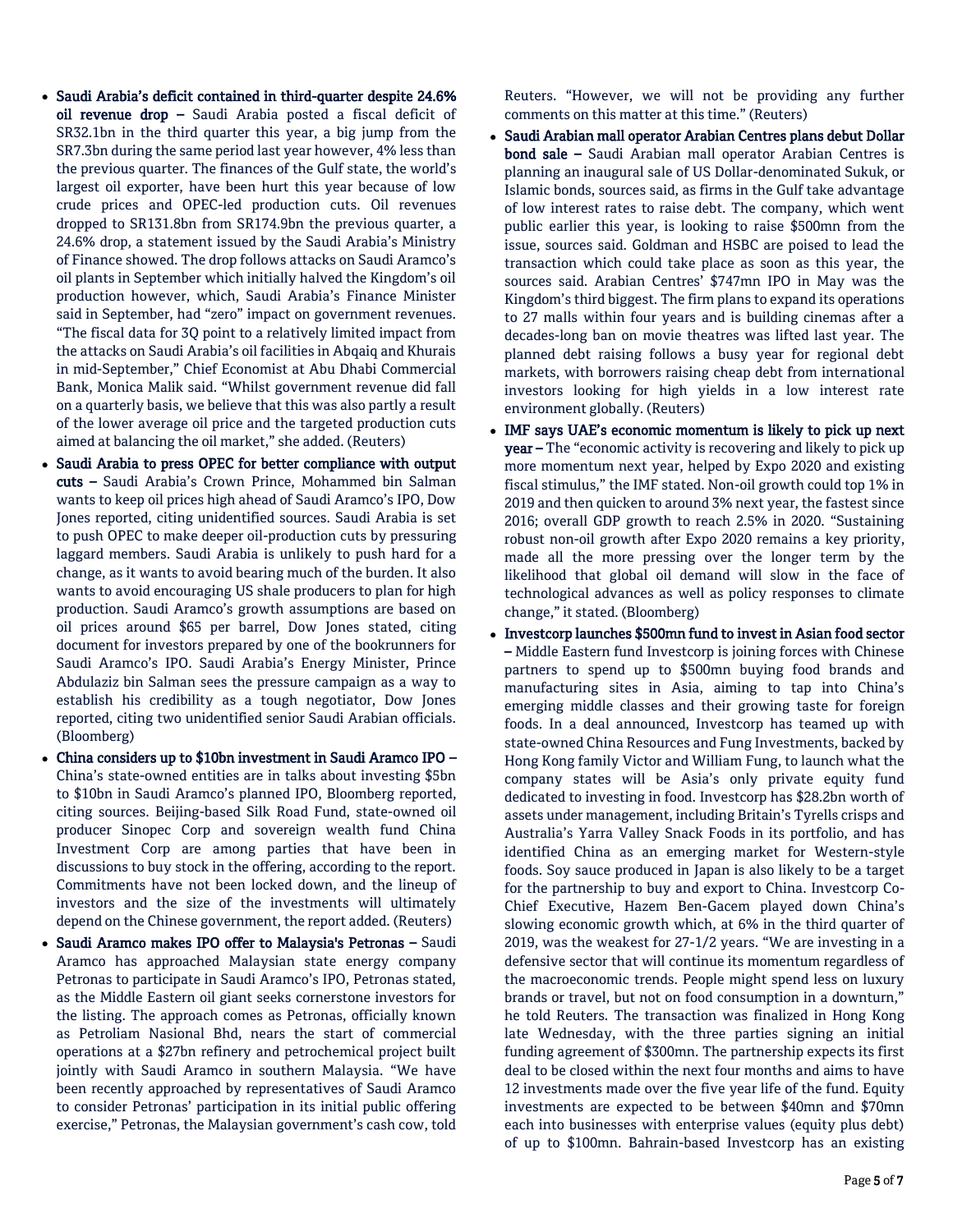- **Saudi Arabia's deficit contained in third-quarter despite 24.6% oil revenue drop –** Saudi Arabia posted a fiscal deficit of SR32.1bn in the third quarter this year, a big jump from the SR7.3bn during the same period last year however, 4% less than the previous quarter. The finances of the Gulf state, the world's largest oil exporter, have been hurt this year because of low crude prices and OPEC-led production cuts. Oil revenues dropped to SR131.8bn from SR174.9bn the previous quarter, a 24.6% drop, a statement issued by the Saudi Arabia's Ministry of Finance showed. The drop follows attacks on Saudi Aramco's oil plants in September which initially halved the Kingdom's oil production however, which, Saudi Arabia's Finance Minister said in September, had "zero" impact on government revenues. "The fiscal data for 3Q point to a relatively limited impact from the attacks on Saudi Arabia's oil facilities in Abqaiq and Khurais in mid-September," Chief Economist at Abu Dhabi Commercial Bank, Monica Malik said. "Whilst government revenue did fall on a quarterly basis, we believe that this was also partly a result of the lower average oil price and the targeted production cuts aimed at balancing the oil market," she added. (Reuters)
- **Saudi Arabia to press OPEC for better compliance with output cuts –** Saudi Arabia's Crown Prince, Mohammed bin Salman wants to keep oil prices high ahead of Saudi Aramco's IPO, Dow Jones reported, citing unidentified sources. Saudi Arabia is set to push OPEC to make deeper oil-production cuts by pressuring laggard members. Saudi Arabia is unlikely to push hard for a change, as it wants to avoid bearing much of the burden. It also wants to avoid encouraging US shale producers to plan for high production. Saudi Aramco's growth assumptions are based on oil prices around $65 per barrel, Dow Jones stated, citing document for investors prepared by one of the bookrunners for Saudi Aramco's IPO. Saudi Arabia's Energy Minister, Prince Abdulaziz bin Salman sees the pressure campaign as a way to establish his credibility as a tough negotiator, Dow Jones reported, citing two unidentified senior Saudi Arabian officials. (Bloomberg)
- **China considers up to $10bn investment in Saudi Aramco IPO –** China's state-owned entities are in talks about investing $5bn to $10bn in Saudi Aramco's planned IPO, Bloomberg reported, citing sources. Beijing-based Silk Road Fund, state-owned oil producer Sinopec Corp and sovereign wealth fund China Investment Corp are among parties that have been in discussions to buy stock in the offering, according to the report. Commitments have not been locked down, and the lineup of investors and the size of the investments will ultimately depend on the Chinese government, the report added. (Reuters)
- **Saudi Aramco makes IPO offer to Malaysia's Petronas –** Saudi Aramco has approached Malaysian state energy company Petronas to participate in Saudi Aramco's IPO, Petronas stated, as the Middle Eastern oil giant seeks cornerstone investors for the listing. The approach comes as Petronas, officially known as Petroliam Nasional Bhd, nears the start of commercial operations at a $27bn refinery and petrochemical project built jointly with Saudi Aramco in southern Malaysia. "We have been recently approached by representatives of Saudi Aramco to consider Petronas' participation in its initial public offering exercise," Petronas, the Malaysian government's cash cow, told Reuters. "However, we will not be providing any further comments on this matter at this time." (Reuters)
- **Saudi Arabian mall operator Arabian Centres plans debut Dollar bond sale –** Saudi Arabian mall operator Arabian Centres is planning an inaugural sale of US Dollar-denominated Sukuk, or Islamic bonds, sources said, as firms in the Gulf take advantage of low interest rates to raise debt. The company, which went public earlier this year, is looking to raise $500mn from the issue, sources said. Goldman and HSBC are poised to lead the transaction which could take place as soon as this year, the sources said. Arabian Centres' $747mn IPO in May was the Kingdom's third biggest. The firm plans to expand its operations to 27 malls within four years and is building cinemas after a decades-long ban on movie theatres was lifted last year. The planned debt raising follows a busy year for regional debt markets, with borrowers raising cheap debt from international investors looking for high yields in a low interest rate environment globally. (Reuters)
- **IMF says UAE's economic momentum is likely to pick up next year –** The "economic activity is recovering and likely to pick up more momentum next year, helped by Expo 2020 and existing fiscal stimulus," the IMF stated. Non-oil growth could top 1% in 2019 and then quicken to around 3% next year, the fastest since 2016; overall GDP growth to reach 2.5% in 2020. "Sustaining robust non-oil growth after Expo 2020 remains a key priority, made all the more pressing over the longer term by the likelihood that global oil demand will slow in the face of technological advances as well as policy responses to climate change," it stated. (Bloomberg)
- **Investcorp launches $500mn fund to invest in Asian food sector –** Middle Eastern fund Investcorp is joining forces with Chinese partners to spend up to $500mn buying food brands and manufacturing sites in Asia, aiming to tap into China's emerging middle classes and their growing taste for foreign foods. In a deal announced, Investcorp has teamed up with state-owned China Resources and Fung Investments, backed by Hong Kong family Victor and William Fung, to launch what the company states will be Asia's only private equity fund dedicated to investing in food. Investcorp has $28.2bn worth of assets under management, including Britain's Tyrells crisps and Australia's Yarra Valley Snack Foods in its portfolio, and has identified China as an emerging market for Western-style foods. Soy sauce produced in Japan is also likely to be a target for the partnership to buy and export to China. Investcorp Co-Chief Executive, Hazem Ben-Gacem played down China's slowing economic growth which, at 6% in the third quarter of 2019, was the weakest for 27-1/2 years. "We are investing in a defensive sector that will continue its momentum regardless of the macroeconomic trends. People might spend less on luxury brands or travel, but not on food consumption in a downturn," he told Reuters. The transaction was finalized in Hong Kong late Wednesday, with the three parties signing an initial funding agreement of $300mn. The partnership expects its first deal to be closed within the next four months and aims to have 12 investments made over the five year life of the fund. Equity investments are expected to be between $40mn and $70mn each into businesses with enterprise values (equity plus debt) of up to $100mn. Bahrain-based Investcorp has an existing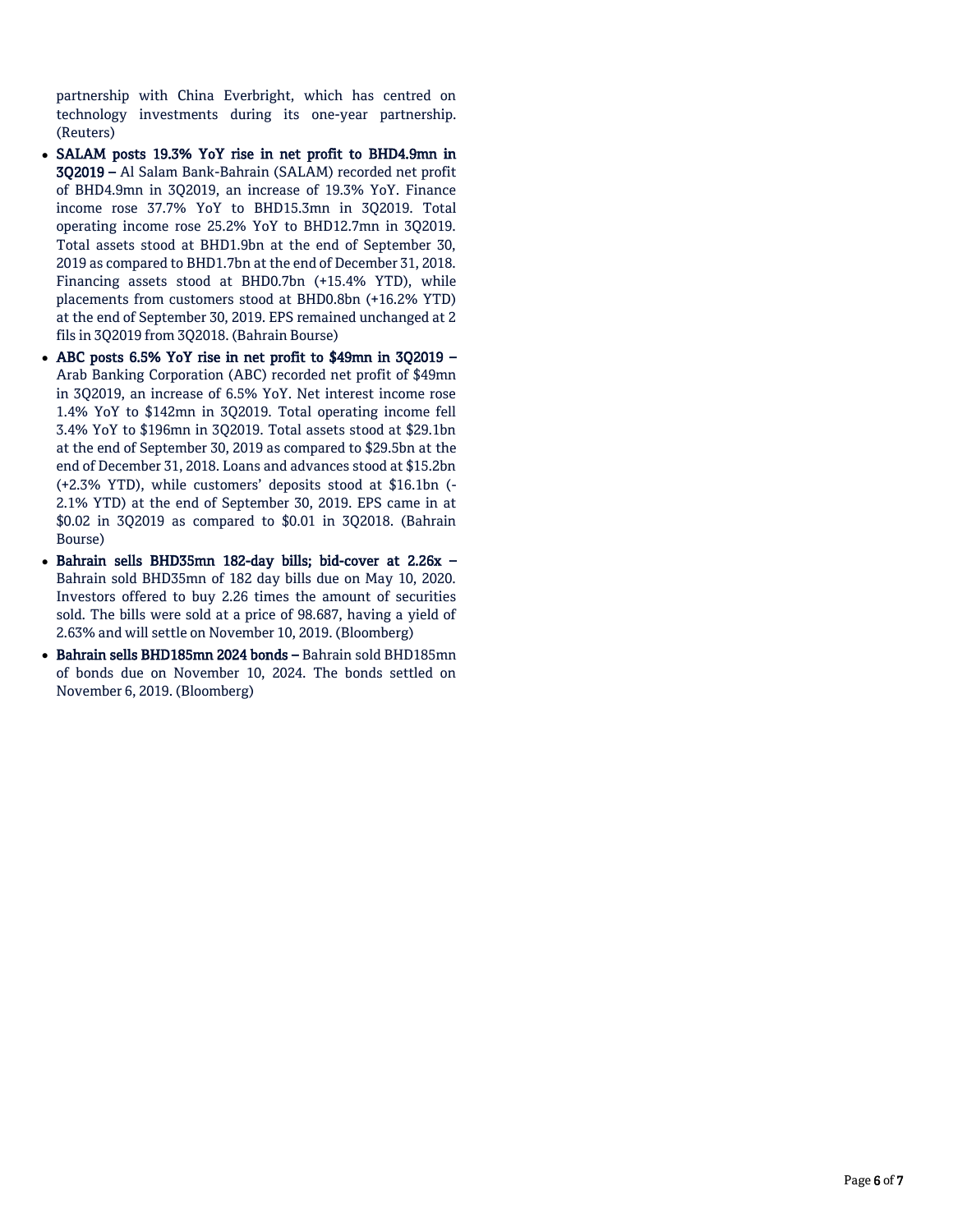partnership with China Everbright, which has centred on technology investments during its one-year partnership. (Reuters)

- **SALAM posts 19.3% YoY rise in net profit to BHD4.9mn in 3Q2019 –** Al Salam Bank-Bahrain (SALAM) recorded net profit of BHD4.9mn in 3Q2019, an increase of 19.3% YoY. Finance income rose 37.7% YoY to BHD15.3mn in 3Q2019. Total operating income rose 25.2% YoY to BHD12.7mn in 3Q2019. Total assets stood at BHD1.9bn at the end of September 30, 2019 as compared to BHD1.7bn at the end of December 31, 2018. Financing assets stood at BHD0.7bn (+15.4% YTD), while placements from customers stood at BHD0.8bn (+16.2% YTD) at the end of September 30, 2019. EPS remained unchanged at 2 fils in 3Q2019 from 3Q2018. (Bahrain Bourse)
- **ABC posts 6.5% YoY rise in net profit to $49mn in 3Q2019 –** Arab Banking Corporation (ABC) recorded net profit of $49mn in 3Q2019, an increase of 6.5% YoY. Net interest income rose 1.4% YoY to $142mn in 3Q2019. Total operating income fell 3.4% YoY to $196mn in 3Q2019. Total assets stood at $29.1bn at the end of September 30, 2019 as compared to $29.5bn at the end of December 31, 2018. Loans and advances stood at $15.2bn (+2.3% YTD), while customers' deposits stood at $16.1bn (-2.1% YTD) at the end of September 30, 2019. EPS came in at $0.02 in 3Q2019 as compared to $0.01 in 3Q2018. (Bahrain Bourse)
- **Bahrain sells BHD35mn 182-day bills; bid-cover at 2.26x –** Bahrain sold BHD35mn of 182 day bills due on May 10, 2020. Investors offered to buy 2.26 times the amount of securities sold. The bills were sold at a price of 98.687, having a yield of 2.63% and will settle on November 10, 2019. (Bloomberg)
- **Bahrain sells BHD185mn 2024 bonds –** Bahrain sold BHD185mn of bonds due on November 10, 2024. The bonds settled on November 6, 2019. (Bloomberg)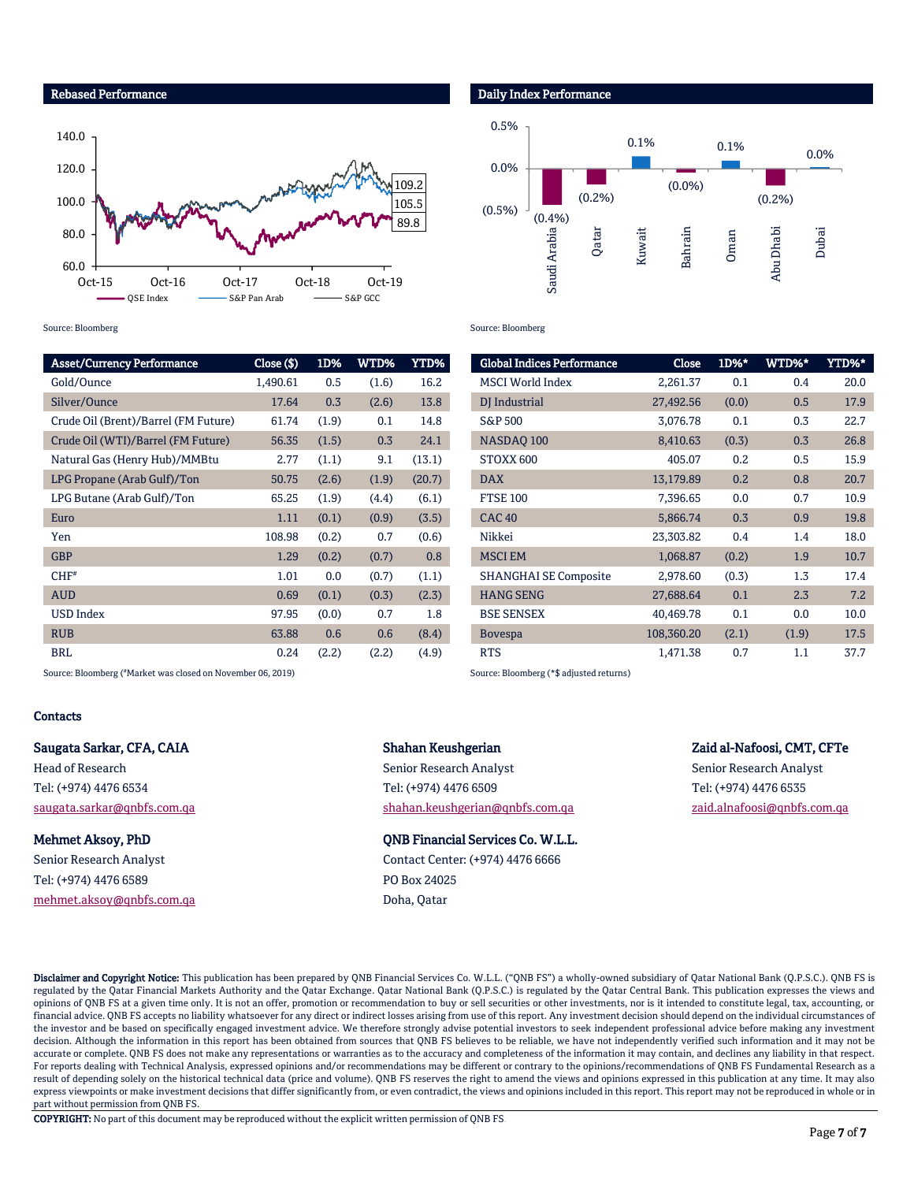## Rebased Performance

140.0
120.0
100.0
80.0
60.0
Oct-15 Oct-16 Oct-17 Oct-18 Oct-19
109.2
105.5
89.8
QSE Index S&P Pan Arab S&P GCC

Source: Bloomberg

## Daily Index Performance

0.5%
0.0%
(0.5%)
(0.4%) Saudi Arabia
(0.2%) Qatar
0.1% Kuwait
(0.0%) Bahrain
0.1% Oman
(0.2%) Abu Dhabi
0.0% Dubai

Source: Bloomberg

| Asset/Currency Performance | Close ($) | 1D% | WTD% | YTD% |
|---|---|---|---|---|
| Gold/Ounce | 1,490.61 | 0.5 | (1.6) | 16.2 |
| Silver/Ounce | 17.64 | 0.3 | (2.6) | 13.8 |
| Crude Oil (Brent)/Barrel (FM Future) | 61.74 | (1.9) | 0.1 | 14.8 |
| Crude Oil (WTI)/Barrel (FM Future) | 56.35 | (1.5) | 0.3 | 24.1 |
| Natural Gas (Henry Hub)/MMBtu | 2.77 | (1.1) | 9.1 | (13.1) |
| LPG Propane (Arab Gulf)/Ton | 50.75 | (2.6) | (1.9) | (20.7) |
| LPG Butane (Arab Gulf)/Ton | 65.25 | (1.9) | (4.4) | (6.1) |
| Euro | 1.11 | (0.1) | (0.9) | (3.5) |
| Yen | 108.98 | (0.2) | 0.7 | (0.6) |
| GBP | 1.29 | (0.2) | (0.7) | 0.8 |
| CHF# | 1.01 | 0.0 | (0.7) | (1.1) |
| AUD | 0.69 | (0.1) | (0.3) | (2.3) |
| USD Index | 97.95 | (0.0) | 0.7 | 1.8 |
| RUB | 63.88 | 0.6 | 0.6 | (8.4) |
| BRL | 0.24 | (2.2) | (2.2) | (4.9) |

Source: Bloomberg (#Market was closed on November 06, 2019)

| Global Indices Performance | Close | 1D%* | WTD%* | YTD%* |
|---|---|---|---|---|
| MSCI World Index | 2,261.37 | 0.1 | 0.4 | 20.0 |
| DJ Industrial | 27,492.56 | (0.0) | 0.5 | 17.9 |
| S&P 500 | 3,076.78 | 0.1 | 0.3 | 22.7 |
| NASDAQ 100 | 8,410.63 | (0.3) | 0.3 | 26.8 |
| STOXX 600 | 405.07 | 0.2 | 0.5 | 15.9 |
| DAX | 13,179.89 | 0.2 | 0.8 | 20.7 |
| FTSE 100 | 7,396.65 | 0.0 | 0.7 | 10.9 |
| CAC 40 | 5,866.74 | 0.3 | 0.9 | 19.8 |
| Nikkei | 23,303.82 | 0.4 | 1.4 | 18.0 |
| MSCI EM | 1,068.87 | (0.2) | 1.9 | 10.7 |
| SHANGHAI SE Composite | 2,978.60 | (0.3) | 1.3 | 17.4 |
| HANG SENG | 27,688.64 | 0.1 | 2.3 | 7.2 |
| BSE SENSEX | 40,469.78 | 0.1 | 0.0 | 10.0 |
| Bovespa | 108,360.20 | (2.1) | (1.9) | 17.5 |
| RTS | 1,471.38 | 0.7 | 1.1 | 37.7 |

Source: Bloomberg (*$ adjusted returns)

## Contacts

**Saugata Sarkar, CFA, CAIA**
Head of Research
Tel: (+974) 4476 6534
saugata.sarkar@qnbfs.com.qa

**Shahan Keushgerian**
Senior Research Analyst
Tel: (+974) 4476 6509
shahan.keushgerian@qnbfs.com.qa

**Zaid al-Nafoosi, CMT, CFTe**
Senior Research Analyst
Tel: (+974) 4476 6535
zaid.alnafoosi@qnbfs.com.qa

**Mehmet Aksoy, PhD**
Senior Research Analyst
Tel: (+974) 4476 6589
mehmet.aksoy@qnbfs.com.qa

**QNB Financial Services Co. W.L.L.**
Contact Center: (+974) 4476 6666
PO Box 24025
Doha, Qatar

**Disclaimer and Copyright Notice:** This publication has been prepared by QNB Financial Services Co. W.L.L. ("QNB FS") a wholly-owned subsidiary of Qatar National Bank (Q.P.S.C.). QNB FS is regulated by the Qatar Financial Markets Authority and the Qatar Exchange. Qatar National Bank (Q.P.S.C.) is regulated by the Qatar Central Bank. This publication expresses the views and opinions of QNB FS at a given time only. It is not an offer, promotion or recommendation to buy or sell securities or other investments, nor is it intended to constitute legal, tax, accounting, or financial advice. QNB FS accepts no liability whatsoever for any direct or indirect losses arising from use of this report. Any investment decision should depend on the individual circumstances of the investor and be based on specifically engaged investment advice. We therefore strongly advise potential investors to seek independent professional advice before making any investment decision. Although the information in this report has been obtained from sources that QNB FS believes to be reliable, we have not independently verified such information and it may not be accurate or complete. QNB FS does not make any representations or warranties as to the accuracy and completeness of the information it may contain, and declines any liability in that respect. For reports dealing with Technical Analysis, expressed opinions and/or recommendations may be different or contrary to the opinions/recommendations of QNB FS Fundamental Research as a result of depending solely on the historical technical data (price and volume). QNB FS reserves the right to amend the views and opinions expressed in this publication at any time. It may also express viewpoints or make investment decisions that differ significantly from, or even contradict, the views and opinions included in this report. This report may not be reproduced in whole or in part without permission from QNB FS.

**COPYRIGHT:** No part of this document may be reproduced without the explicit written permission of QNB FS